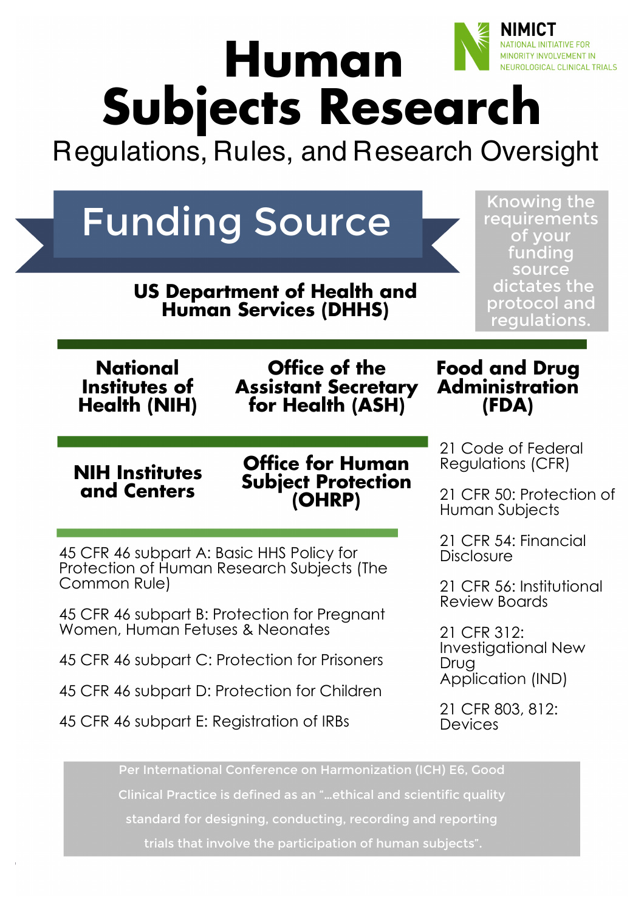NIMICT
NATIONAL INITIATIVE FOR MINORITY INVOLVEMENT IN NEUROLOGICAL CLINICAL TRIALS

# Human Subjects Research

## Regulations, Rules, and Research Oversight

## Funding Source

Knowing the requirements of your funding source dictates the protocol and regulations.

### US Department of Health and Human Services (DHHS)

### National Institutes of Health (NIH)

#### NIH Institutes and Centers

### Office of the Assistant Secretary for Health (ASH)

#### Office for Human Subject Protection (OHRP)

- 45 CFR 46 subpart A: Basic HHS Policy for Protection of Human Research Subjects (The Common Rule)
- 45 CFR 46 subpart B: Protection for Pregnant Women, Human Fetuses & Neonates
- 45 CFR 46 subpart C: Protection for Prisoners
- 45 CFR 46 subpart D: Protection for Children
- 45 CFR 46 subpart E: Registration of IRBs

### Food and Drug Administration (FDA)

- 21 Code of Federal Regulations (CFR)
- 21 CFR 50: Protection of Human Subjects
- 21 CFR 54: Financial Disclosure
- 21 CFR 56: Institutional Review Boards
- 21 CFR 312: Investigational New Drug Application (IND)
- 21 CFR 803, 812: Devices

Per International Conference on Harmonization (ICH) E6, Good Clinical Practice is defined as an "...ethical and scientific quality standard for designing, conducting, recording and reporting trials that involve the participation of human subjects".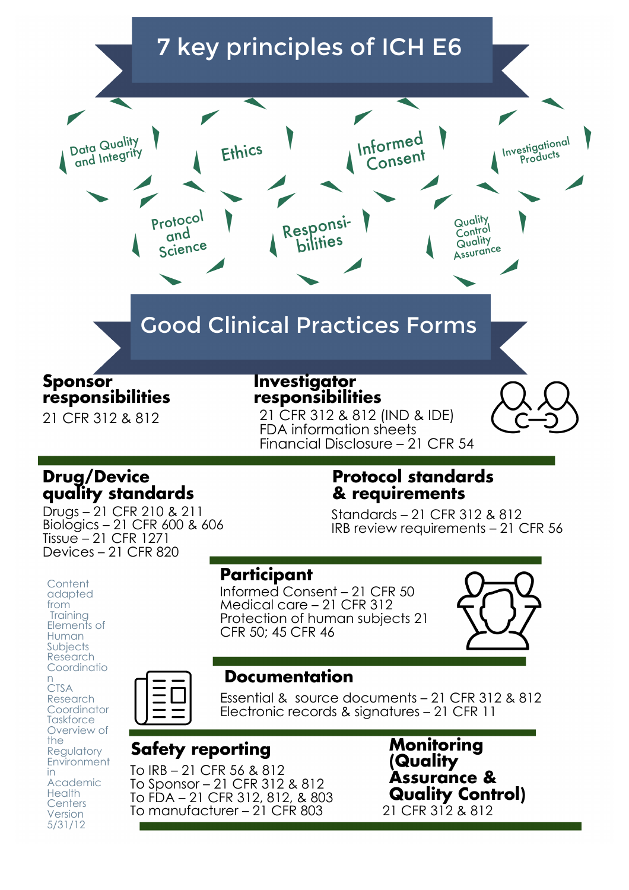# 7 key principles of ICH E6

- Data Quality and Integrity
- Ethics
- Informed Consent
- Investigational Products
- Protocol and Science
- Responsibilities
- Quality Control Quality Assurance

# Good Clinical Practices Forms

### Sponsor responsibilities

21 CFR 312 & 812

### Investigator responsibilities

21 CFR 312 & 812 (IND & IDE)
FDA information sheets
Financial Disclosure – 21 CFR 54

### Drug/Device quality standards

Drugs – 21 CFR 210 & 211
Biologics – 21 CFR 600 & 606
Tissue – 21 CFR 1271
Devices – 21 CFR 820

### Protocol standards & requirements

Standards – 21 CFR 312 & 812
IRB review requirements – 21 CFR 56

### Participant

Informed Consent – 21 CFR 50
Medical care – 21 CFR 312
Protection of human subjects 21 CFR 50; 45 CFR 46

### Documentation

Essential & source documents – 21 CFR 312 & 812
Electronic records & signatures – 21 CFR 11

### Safety reporting

To IRB – 21 CFR 56 & 812
To Sponsor – 21 CFR 312 & 812
To FDA – 21 CFR 312, 812, & 803
To manufacturer – 21 CFR 803

### Monitoring (Quality Assurance & Quality Control)

21 CFR 312 & 812

Content adapted from Training Elements of Human Subjects Research Coordination CTSA Research Coordinator Taskforce Overview of the Regulatory Environment in Academic Health Centers Version 5/31/12